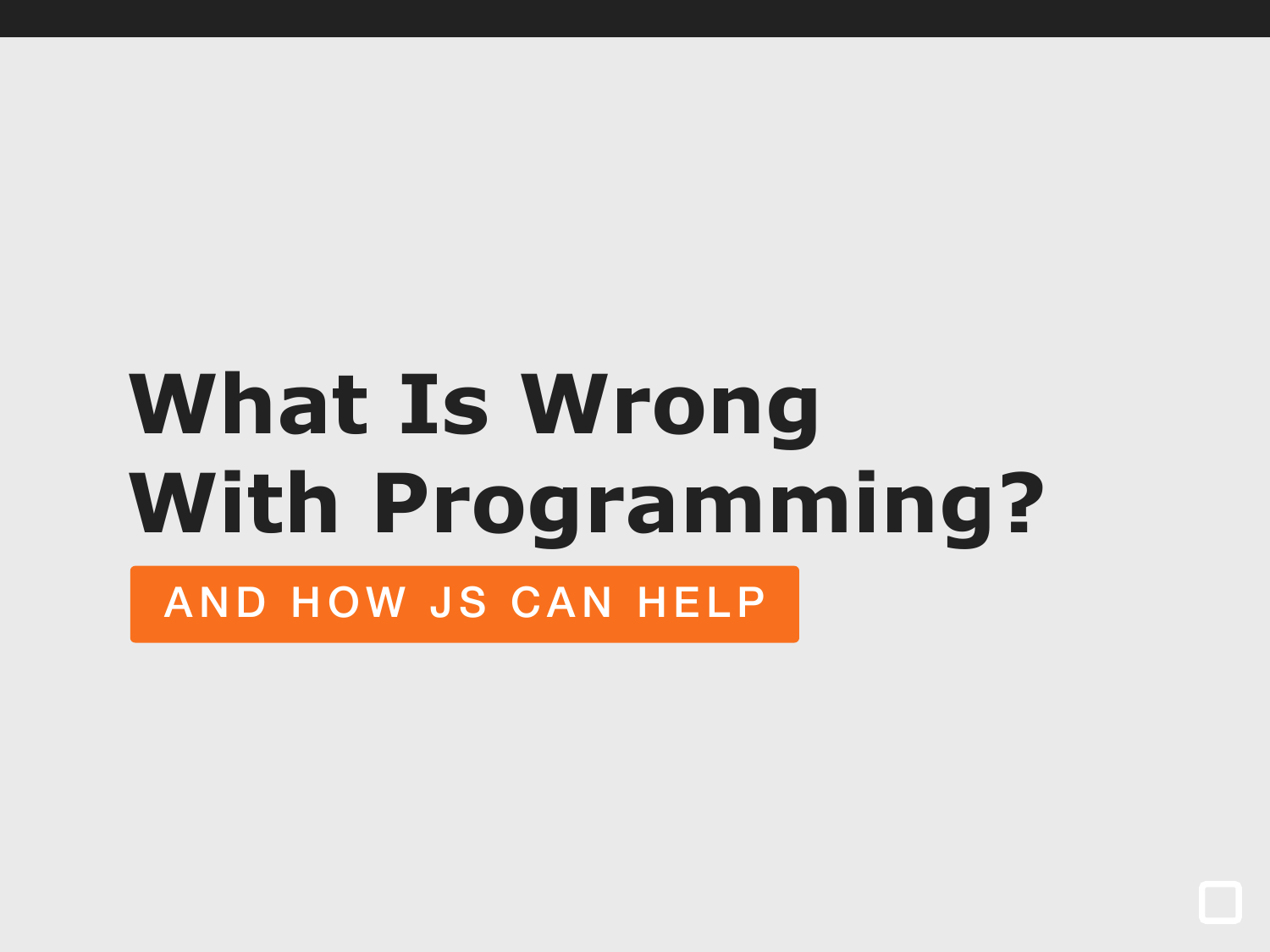# What Is Wrong With Programming?

AND HOW JS CAN HELP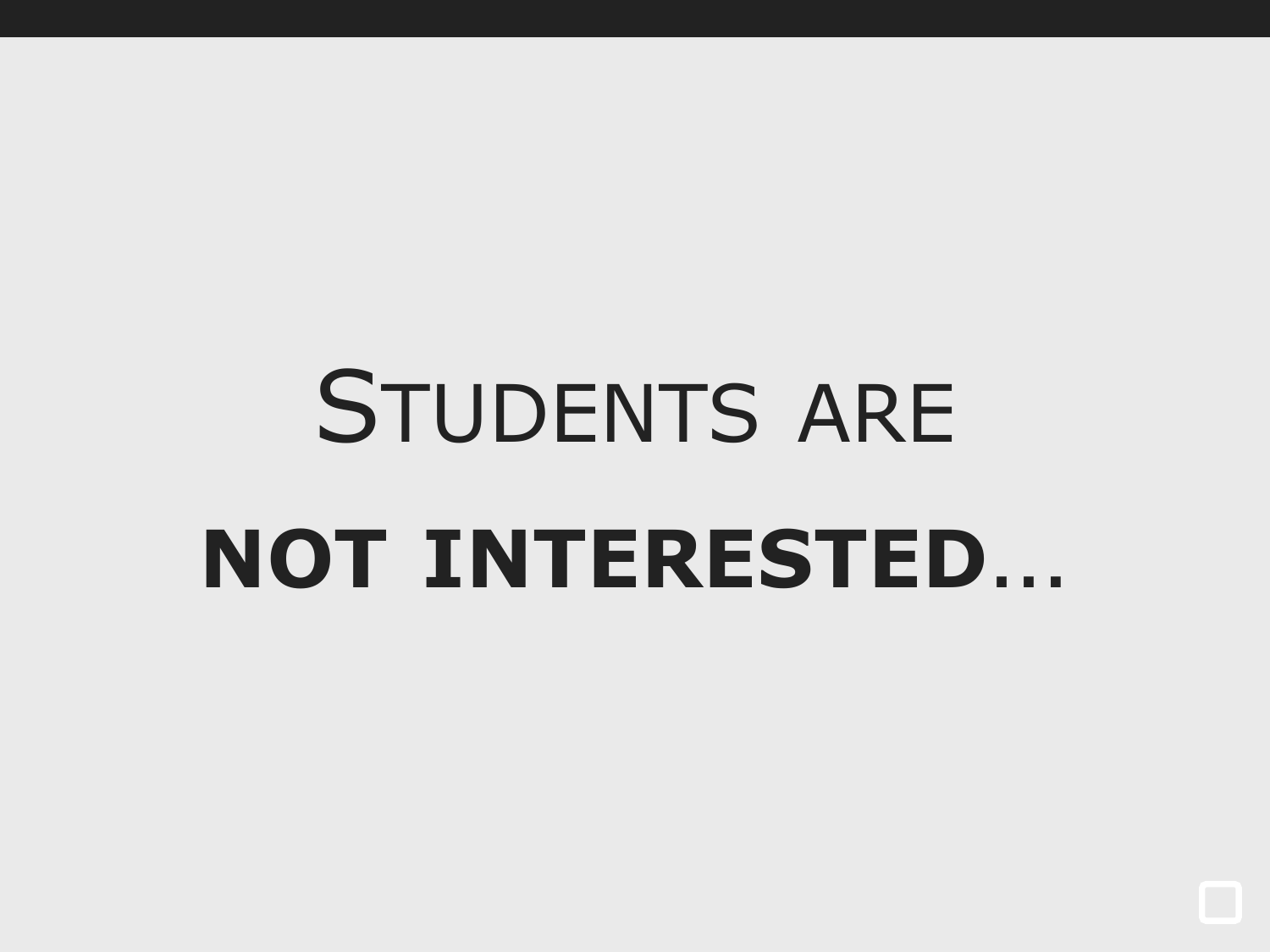# Students are

# **not interested**…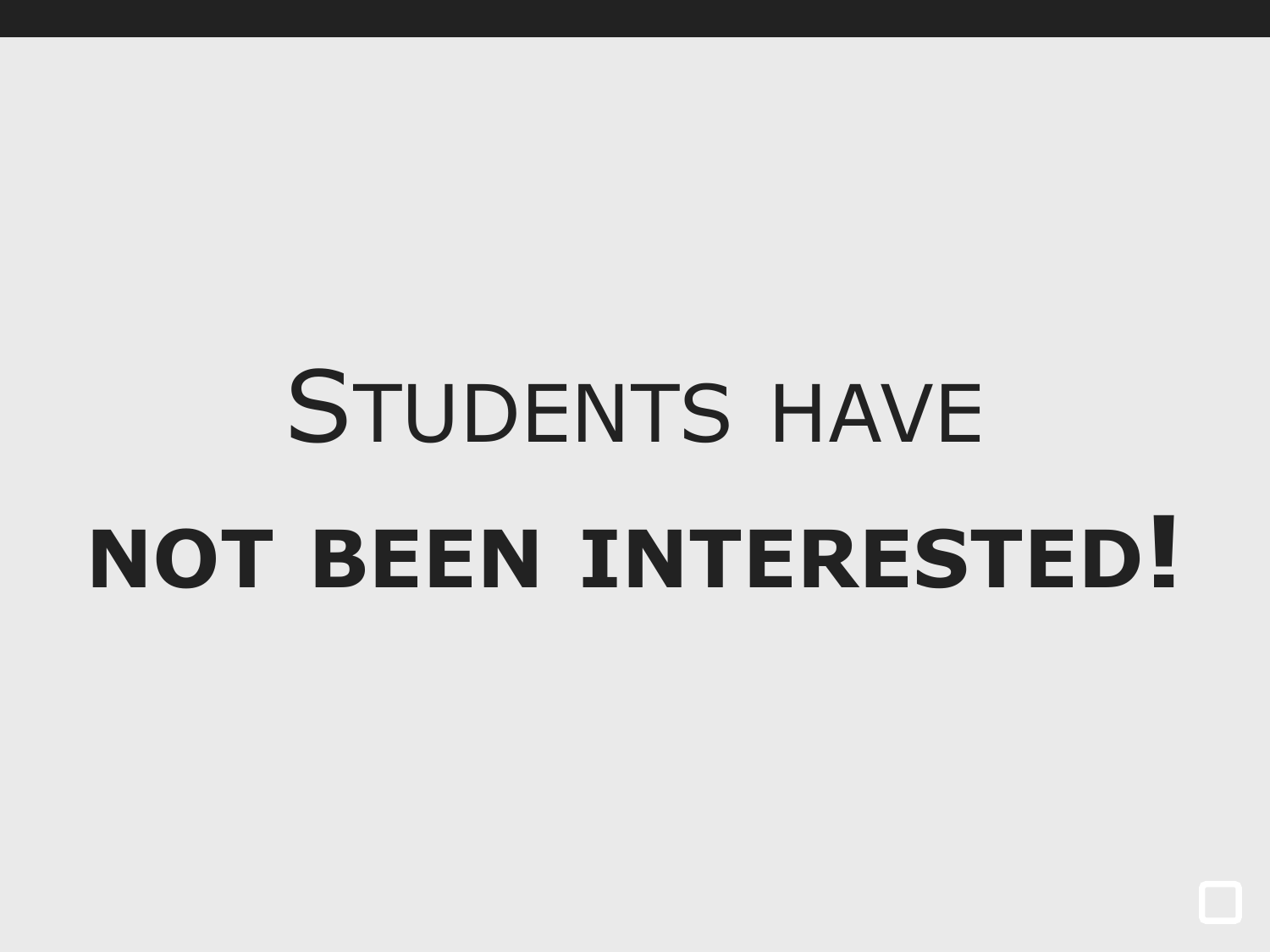# Students have

# **not been interested!**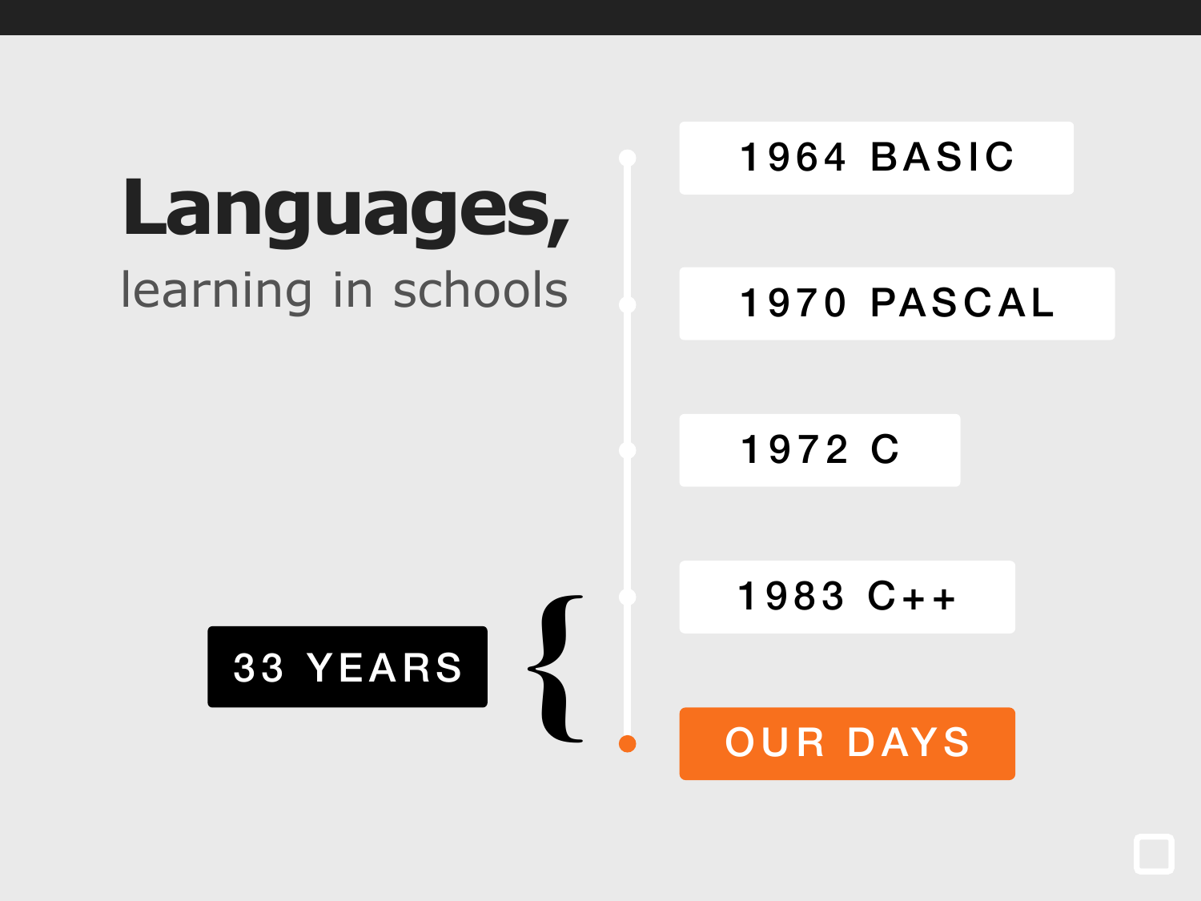# Languages,

learning in schools

- 1964 BASIC
- 1970 PASCAL
- 1972 C
- 1983 C++
- OUR DAYS

33 YEARS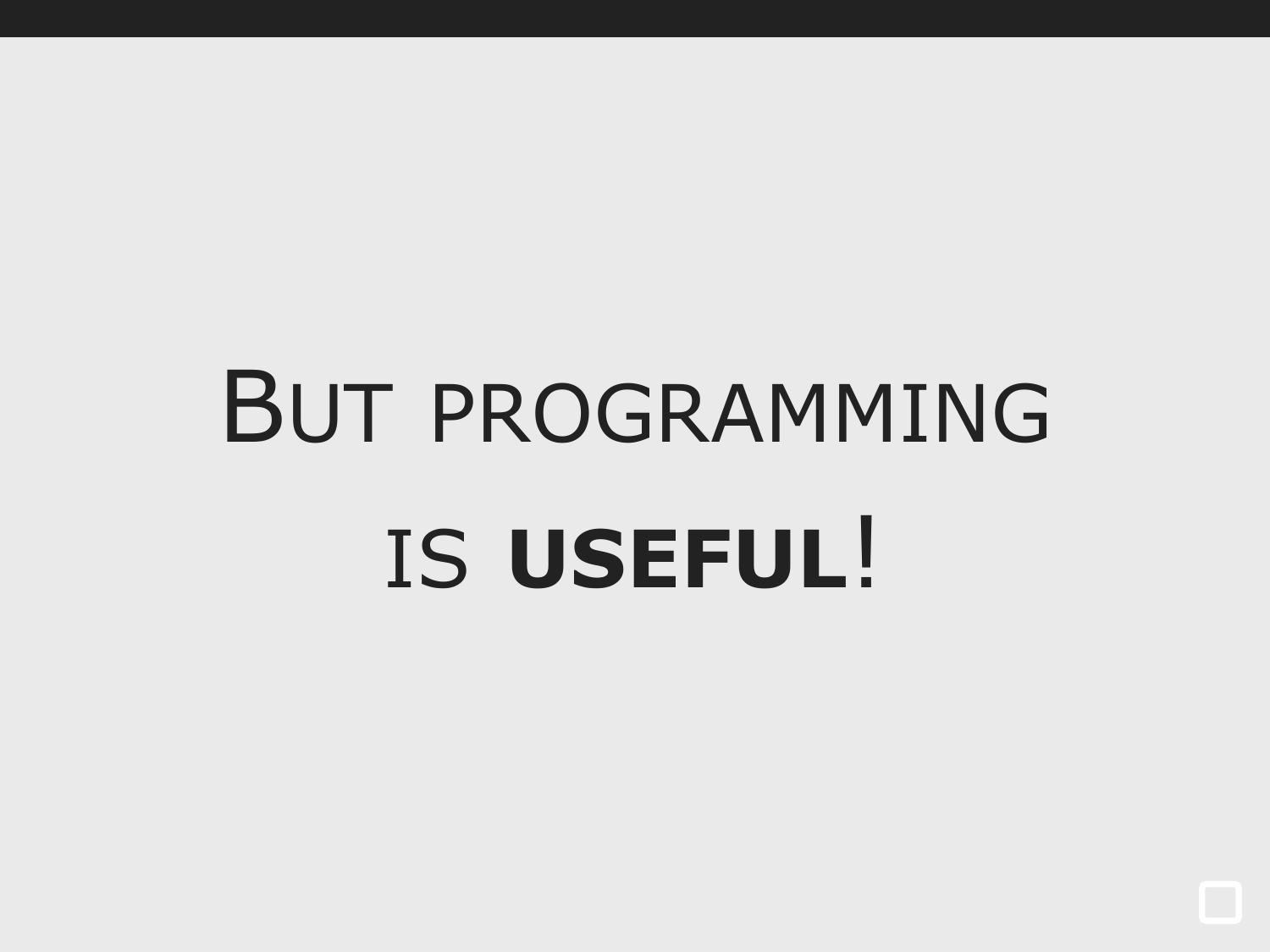# But programming is **useful**!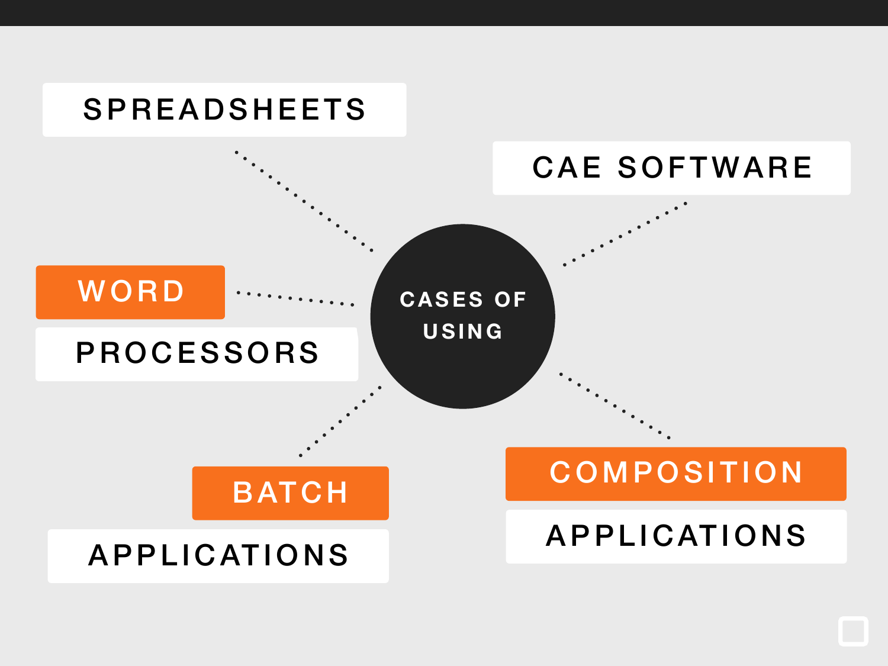# CASES OF USING

- SPREADSHEETS
- CAE SOFTWARE
- WORD PROCESSORS
- BATCH APPLICATIONS
- COMPOSITION APPLICATIONS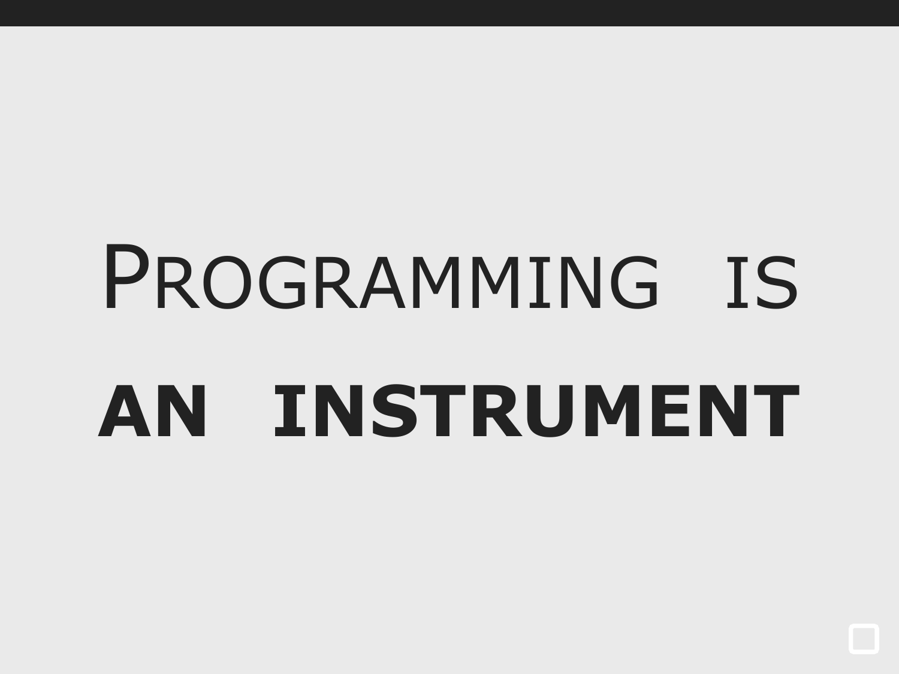# Programming is

# **an instrument**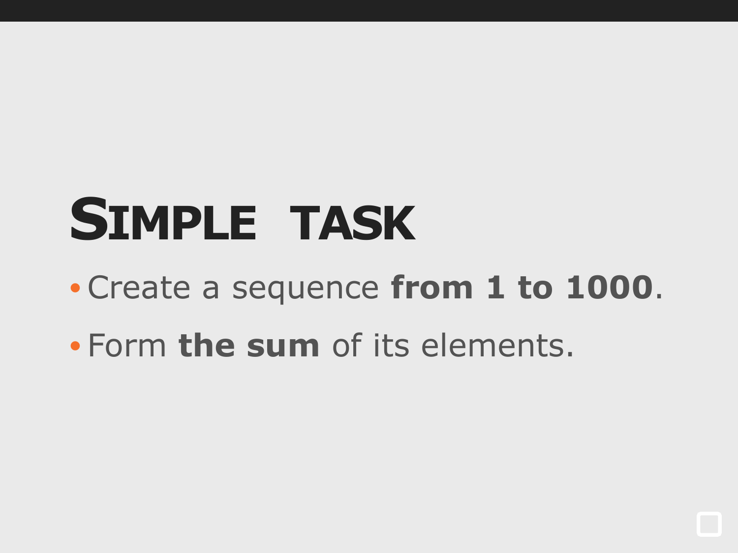# Simple task

- Create a sequence **from 1 to 1000**.
- Form **the sum** of its elements.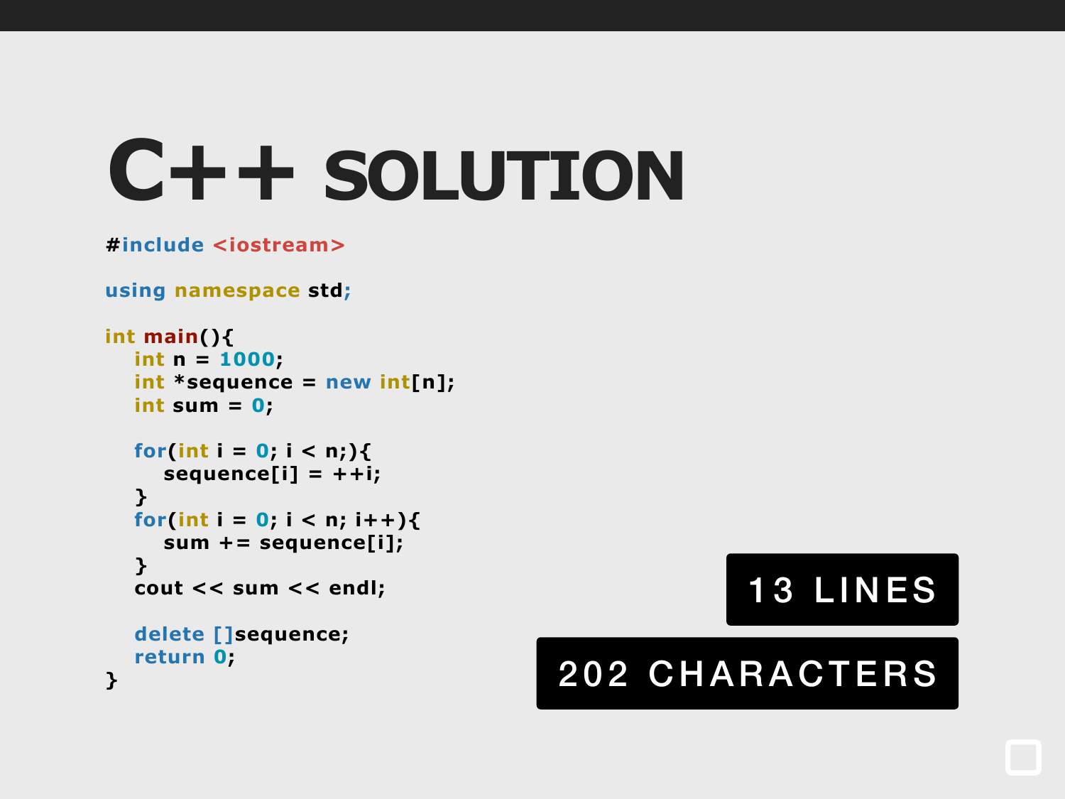# C++ SOLUTION

```cpp
#include <iostream>

using namespace std;

int main(){
   int n = 1000;
   int *sequence = new int[n];
   int sum = 0;

   for(int i = 0; i < n;){
      sequence[i] = ++i;
   }
   for(int i = 0; i < n; i++){
      sum += sequence[i];
   }
   cout << sum << endl;

   delete []sequence;
   return 0;
}
```

**13 LINES**

**202 CHARACTERS**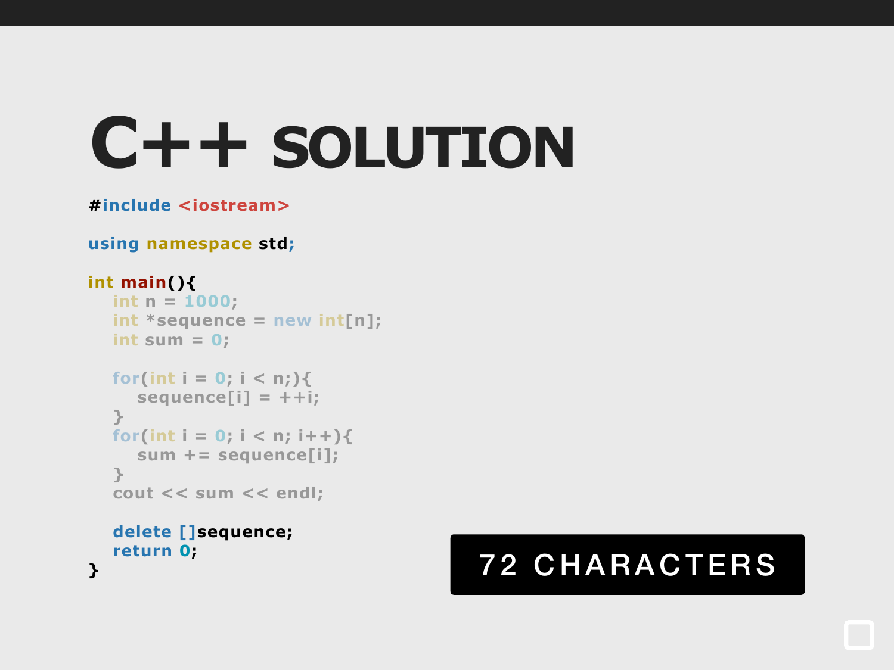# C++ SOLUTION

```
#include <iostream>

using namespace std;

int main(){
   int n = 1000;
   int *sequence = new int[n];
   int sum = 0;

   for(int i = 0; i < n;){
      sequence[i] = ++i;
   }
   for(int i = 0; i < n; i++){
      sum += sequence[i];
   }
   cout << sum << endl;

   delete []sequence;
   return 0;
}
```

**72 CHARACTERS**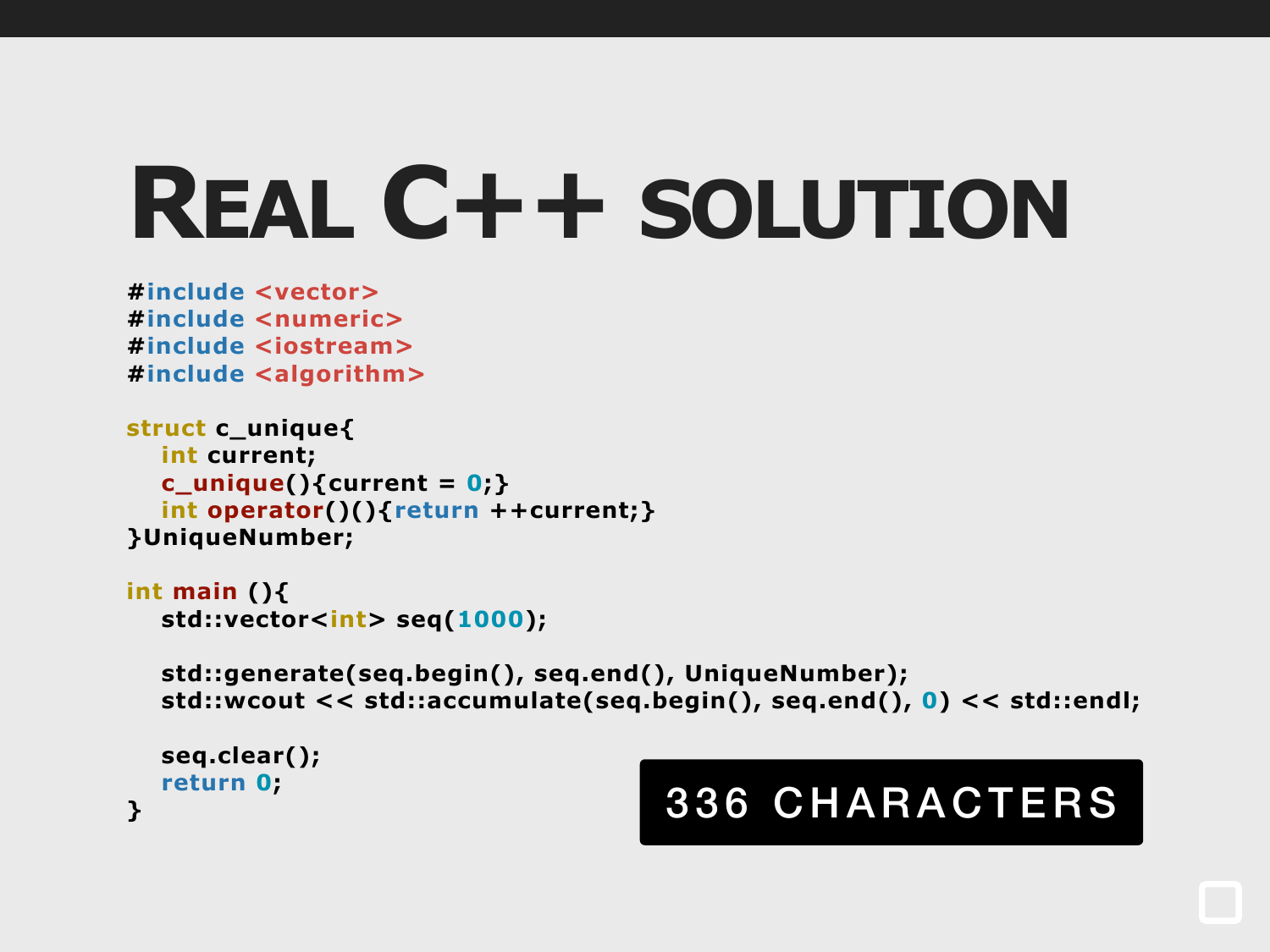# Real C++ solution

```cpp
#include <vector>
#include <numeric>
#include <iostream>
#include <algorithm>

struct c_unique{
   int current;
   c_unique(){current = 0;}
   int operator()(){return ++current;}
}UniqueNumber;

int main (){
   std::vector<int> seq(1000);

   std::generate(seq.begin(), seq.end(), UniqueNumber);
   std::wcout << std::accumulate(seq.begin(), seq.end(), 0) << std::endl;

   seq.clear();
   return 0;
}
```

**336 CHARACTERS**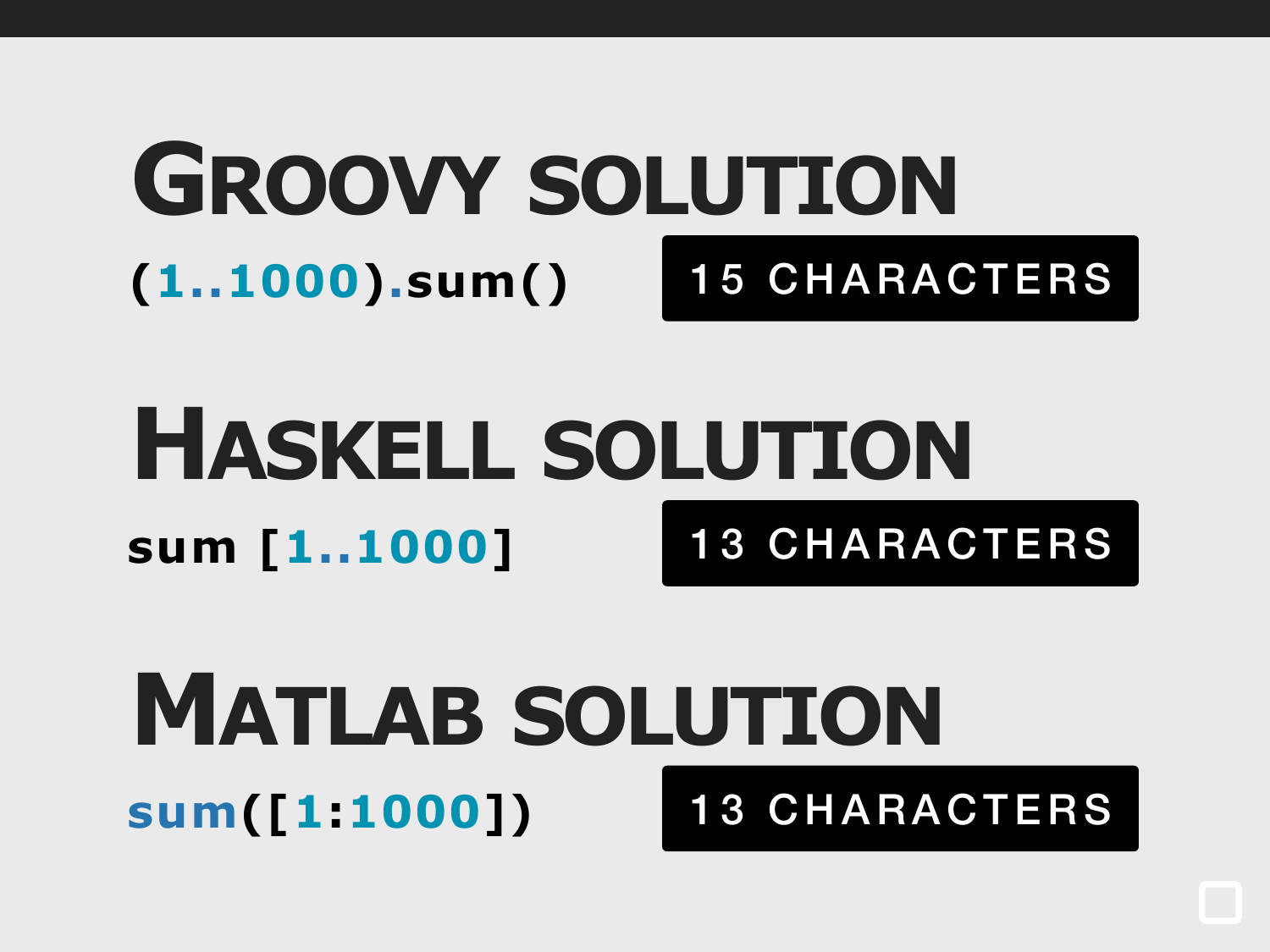# Groovy solution

```
(1..1000).sum()
```

15 CHARACTERS

# Haskell solution

```
sum [1..1000]
```

13 CHARACTERS

# Matlab solution

```
sum([1:1000])
```

13 CHARACTERS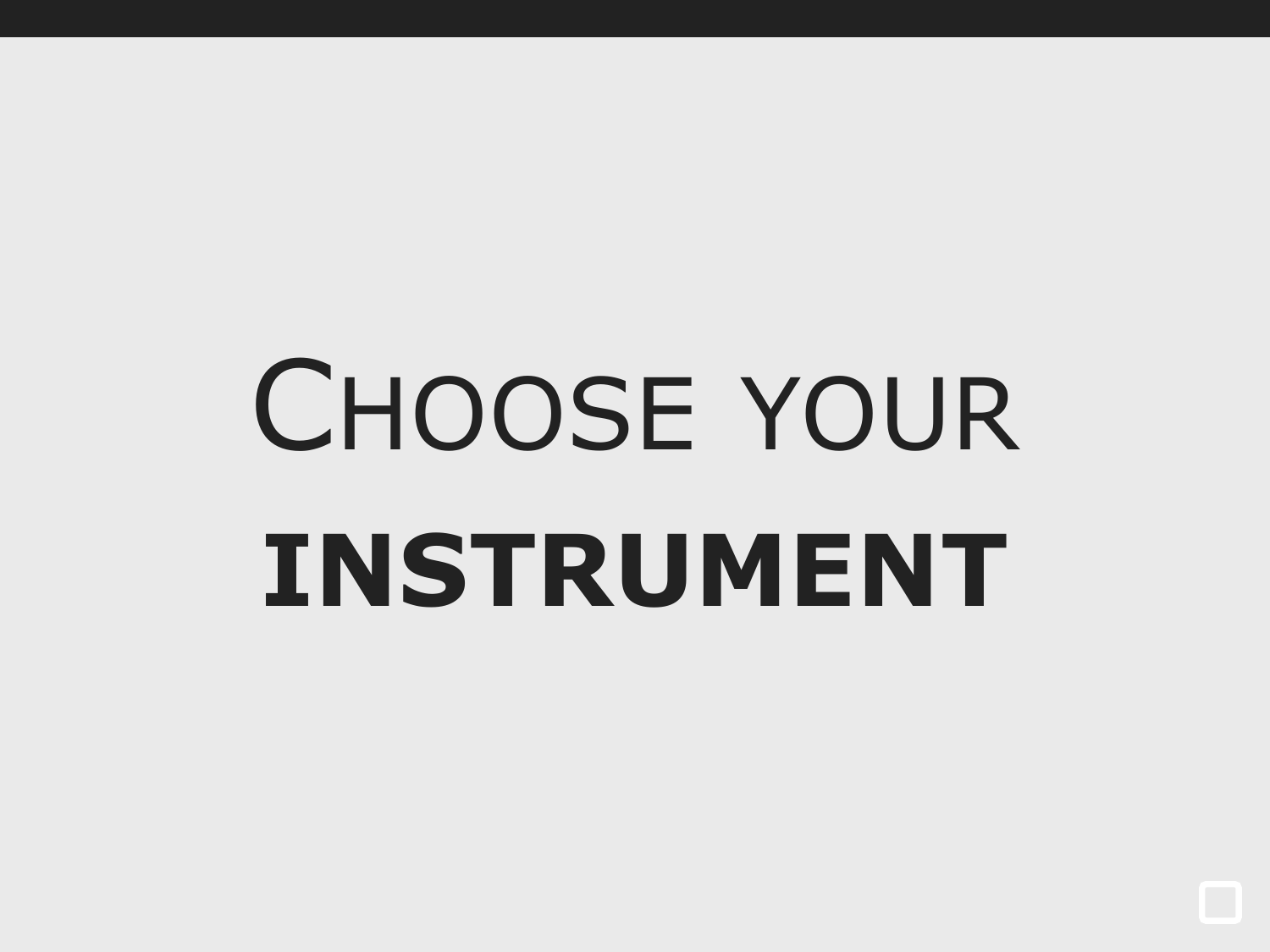# Choose your **instrument**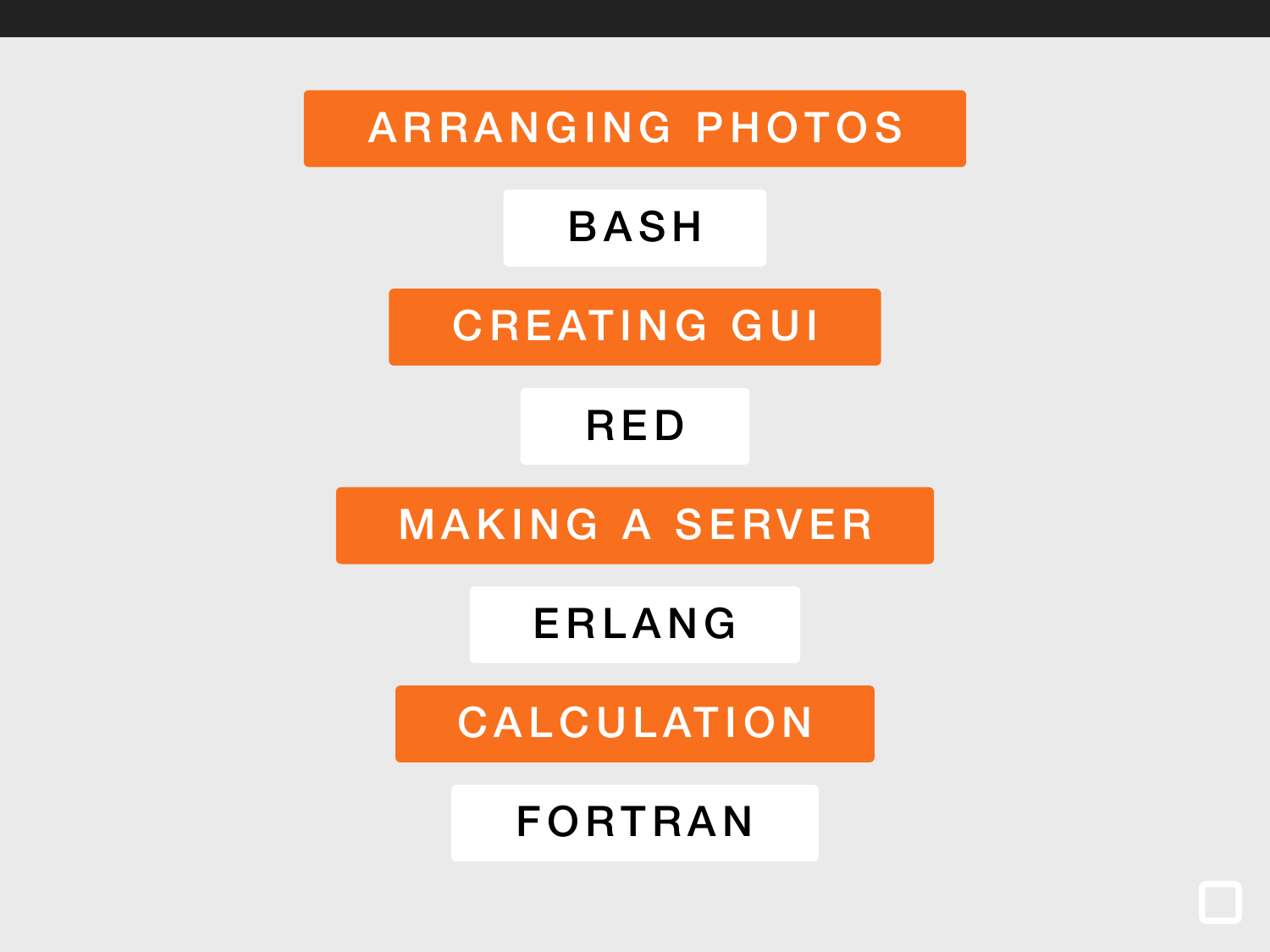**ARRANGING PHOTOS**

BASH

**CREATING GUI**

RED

**MAKING A SERVER**

ERLANG

**CALCULATION**

FORTRAN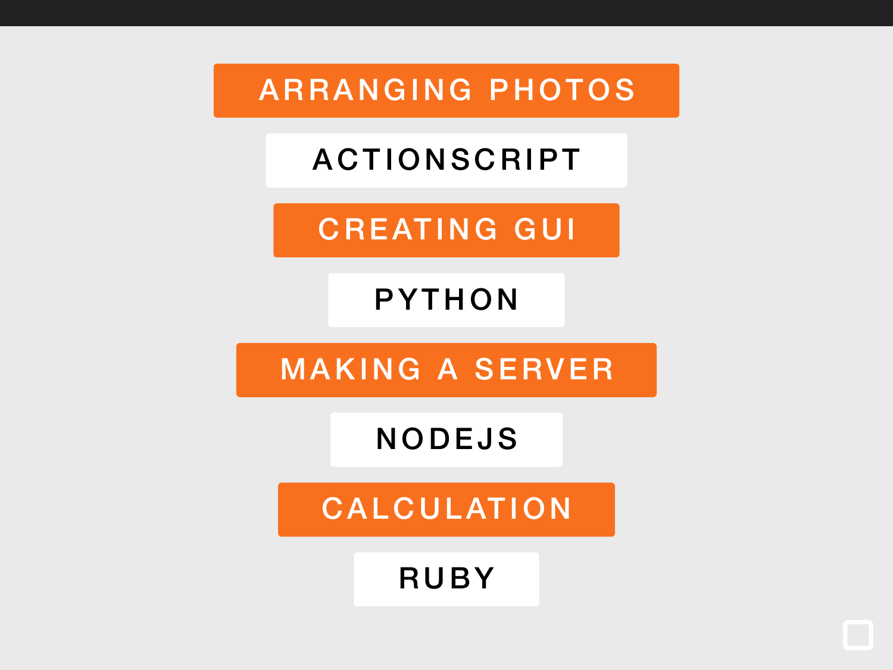ARRANGING PHOTOS

ACTIONSCRIPT

CREATING GUI

PYTHON

MAKING A SERVER

NODEJS

CALCULATION

RUBY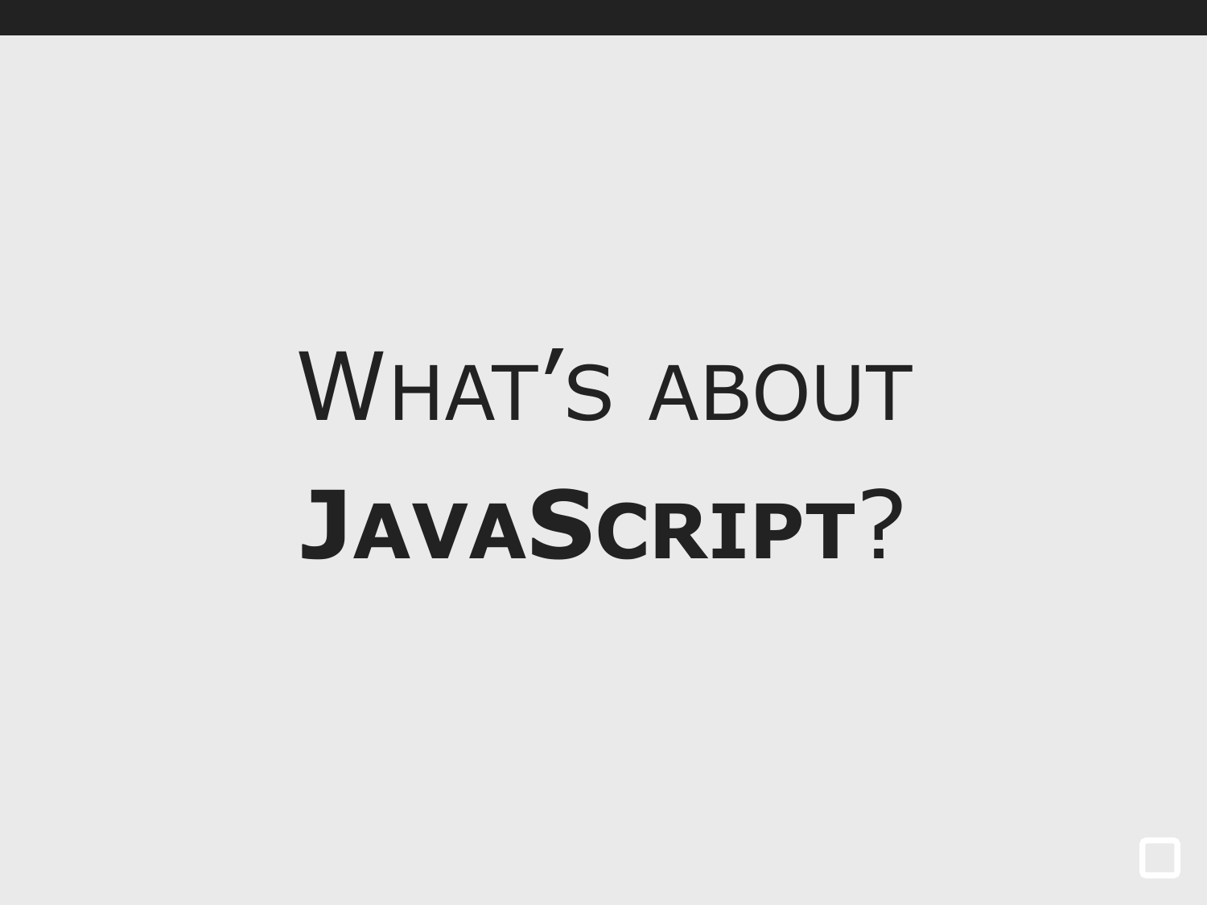# What's about **JavaScript**?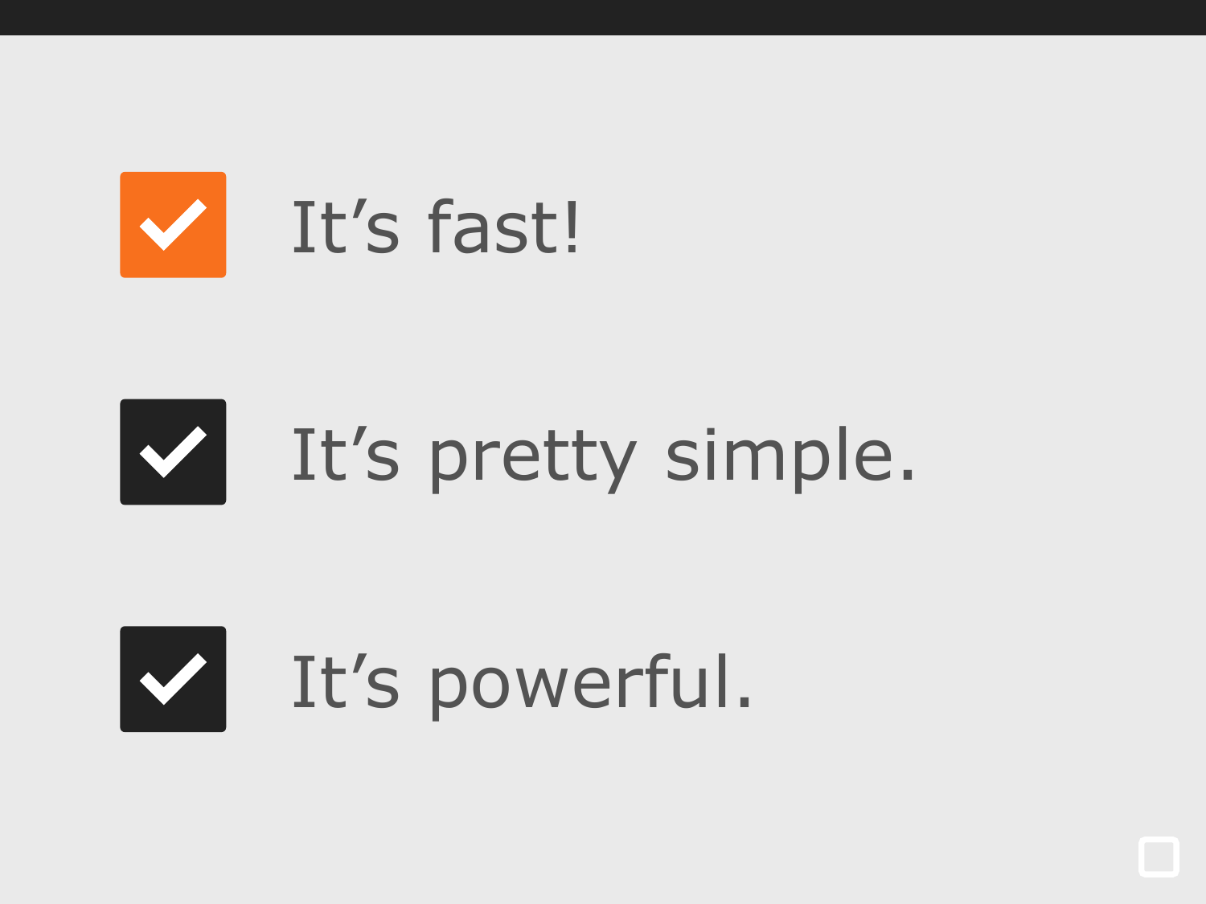- [x] It’s fast!
- [x] It’s pretty simple.
- [x] It’s powerful.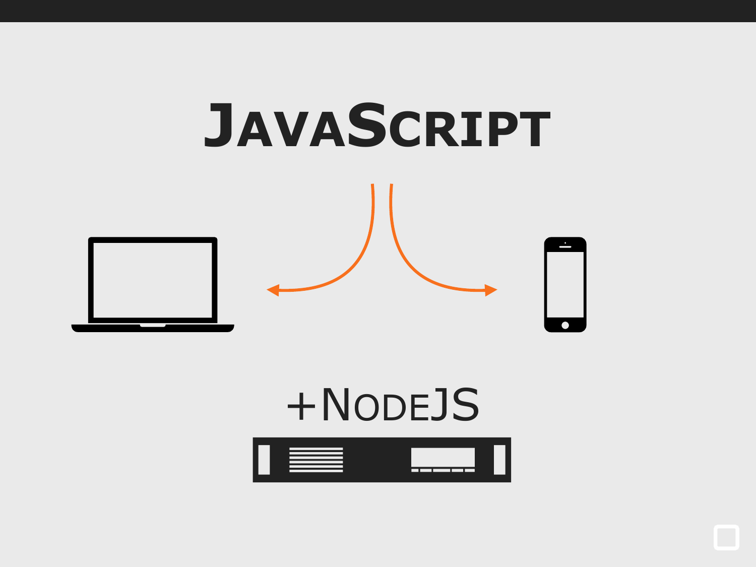# JavaScript

+NodeJS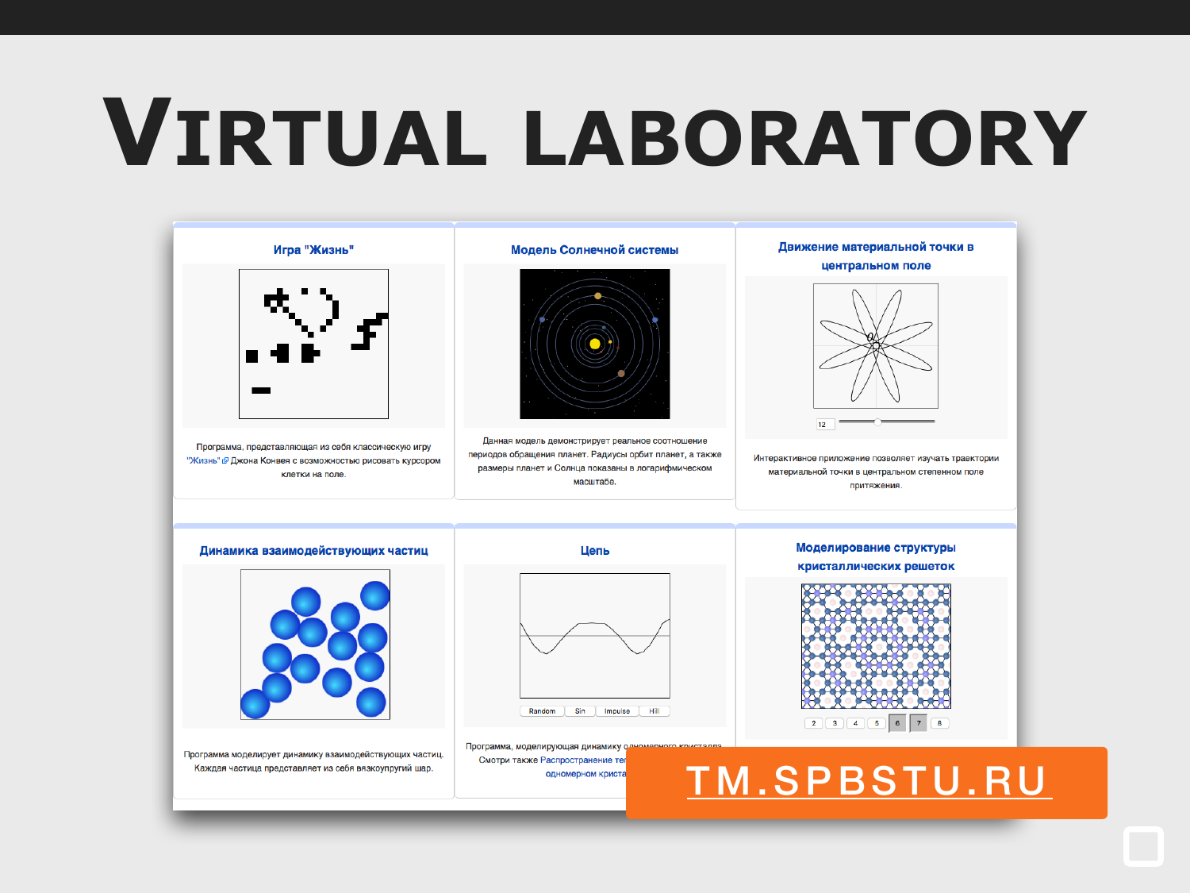# Virtual laboratory

### Игра "Жизнь"

Программа, представляющая из себя классическую игру "Жизнь" Джона Конвея с возможностью рисовать курсором клетки на поле.

### Модель Солнечной системы

Данная модель демонстрирует реальное соотношение периодов обращения планет. Радиусы орбит планет, а также размеры планет и Солнца показаны в логарифмическом масштабе.

### Движение материальной точки в центральном поле

12

Интерактивное приложение позволяет изучать траектории материальной точки в центральном степенном поле притяжения.

### Динамика взаимодействующих частиц

Программа моделирует динамику взаимодействующих частиц. Каждая частица представляет из себя вязкоупругий шар.

### Цепь

Random | Sin | Impulse | Hill

Программа, моделирующая динамику одномерного кристалла. Смотри также Распространение те... одномерном криста...

### Моделирование структуры кристаллических решеток

2 | 3 | 4 | 5 | 6 | 7 | 8

TM.SPBSTU.RU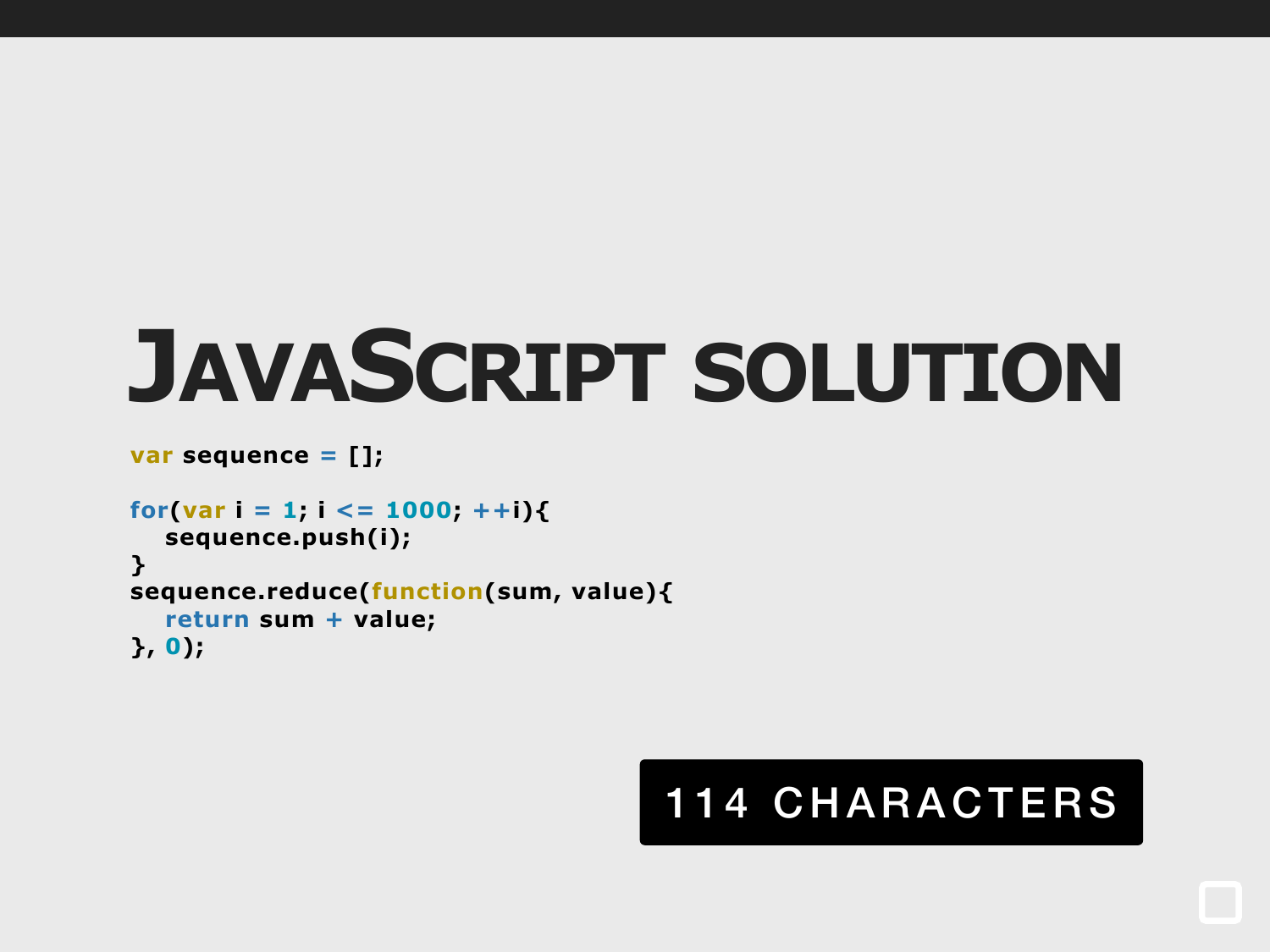# JavaScript solution

```
var sequence = [];

for(var i = 1; i <= 1000; ++i){
   sequence.push(i);
}
sequence.reduce(function(sum, value){
   return sum + value;
}, 0);
```

**114 CHARACTERS**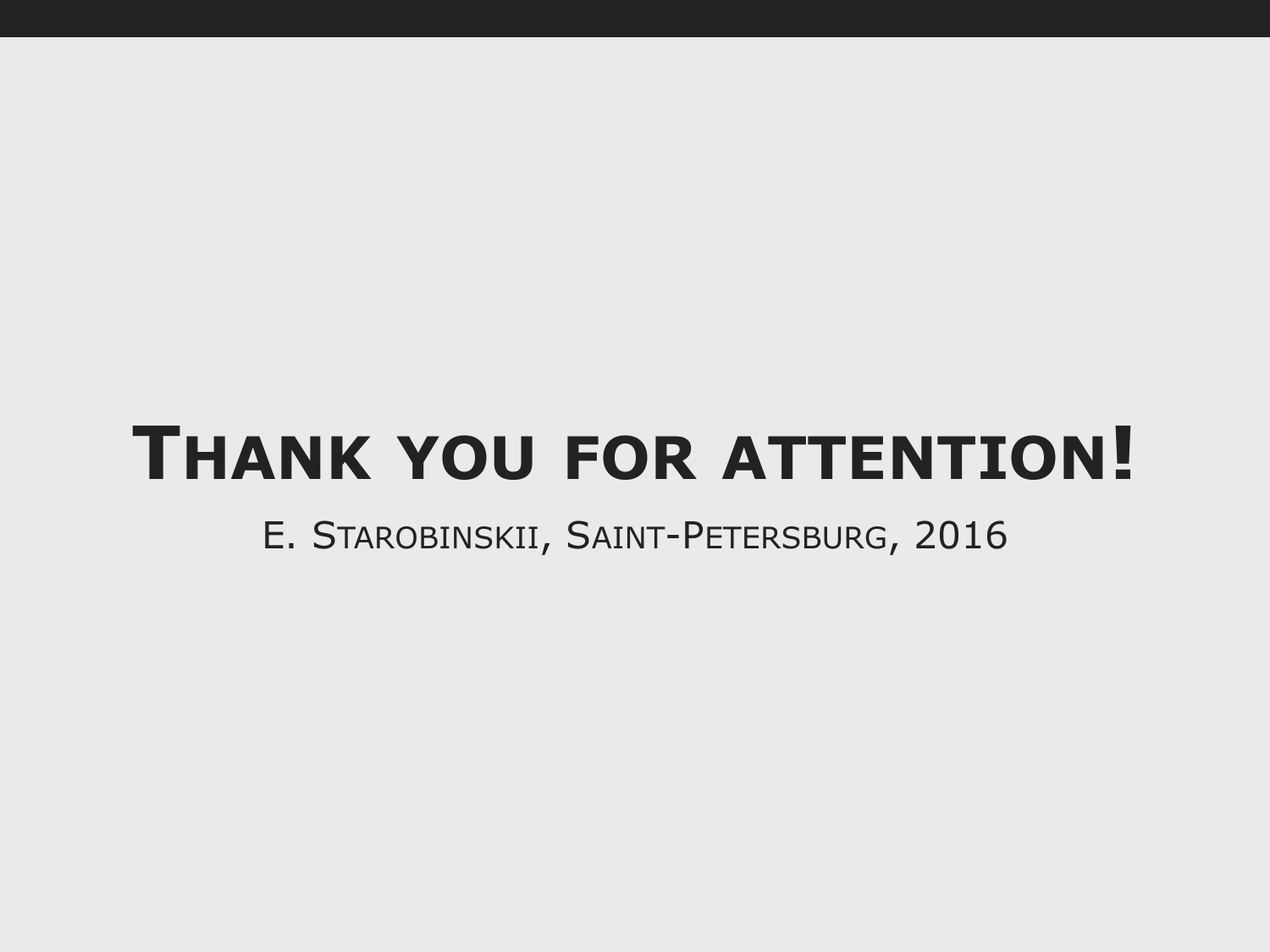# Thank you for attention!

E. Starobinskii, Saint-Petersburg, 2016